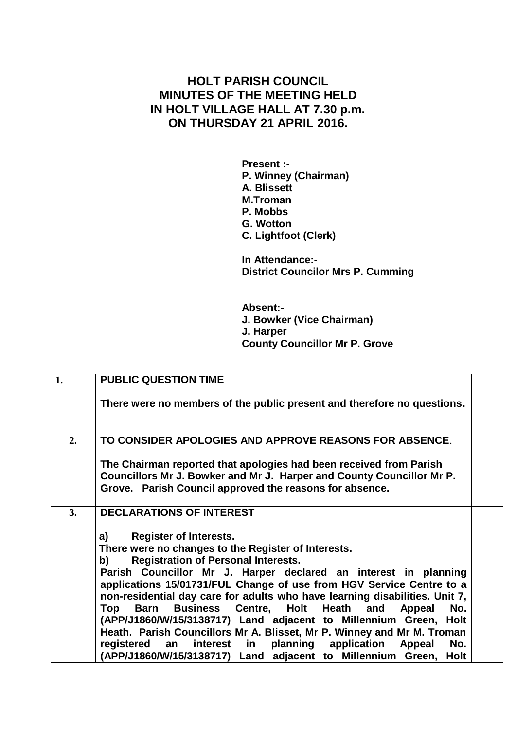# HOLT PARISH COUNCIL
# MINUTES OF THE MEETING HELD
# IN HOLT VILLAGE HALL AT 7.30 p.m.
# ON THURSDAY 21 APRIL 2016.

**Present :-**
**P. Winney (Chairman)**
**A. Blissett**
**M.Troman**
**P. Mobbs**
**G. Wotton**
**C. Lightfoot (Clerk)**

**In Attendance:-**
**District Councilor Mrs P. Cumming**

**Absent:-**
**J. Bowker (Vice Chairman)**
**J. Harper**
**County Councillor Mr P. Grove**

| | | |
|---|---|---|
| **1.** | **PUBLIC QUESTION TIME**<br><br>**There were no members of the public present and therefore no questions.** | |
| **2.** | **TO CONSIDER APOLOGIES AND APPROVE REASONS FOR ABSENCE.**<br><br>**The Chairman reported that apologies had been received from Parish Councillors Mr J. Bowker and Mr J. Harper and County Councillor Mr P. Grove. Parish Council approved the reasons for absence.** | |
| **3.** | **DECLARATIONS OF INTEREST**<br><br>**a) Register of Interests.**<br>**There were no changes to the Register of Interests.**<br>**b) Registration of Personal Interests.**<br>**Parish Councillor Mr J. Harper declared an interest in planning applications 15/01731/FUL Change of use from HGV Service Centre to a non-residential day care for adults who have learning disabilities. Unit 7, Top Barn Business Centre, Holt Heath and Appeal No. (APP/J1860/W/15/3138717) Land adjacent to Millennium Green, Holt Heath. Parish Councillors Mr A. Blisset, Mr P. Winney and Mr M. Troman registered an interest in planning application Appeal No. (APP/J1860/W/15/3138717) Land adjacent to Millennium Green, Holt** | |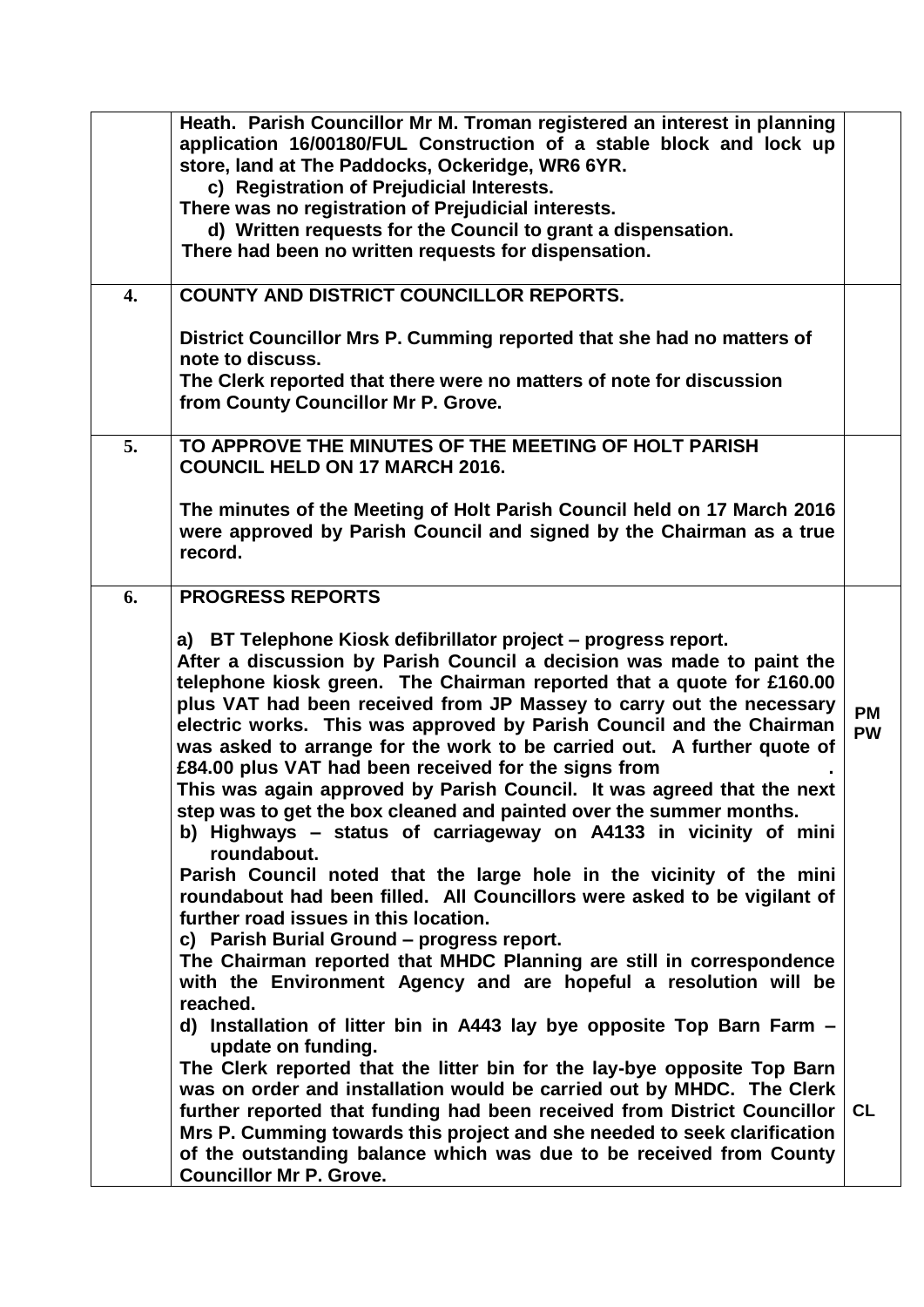| | | |
|---|---|---|
| | **Heath. Parish Councillor Mr M. Troman registered an interest in planning application 16/00180/FUL Construction of a stable block and lock up store, land at The Paddocks, Ockeridge, WR6 6YR.**<br>**c) Registration of Prejudicial Interests.**<br>**There was no registration of Prejudicial interests.**<br>**d) Written requests for the Council to grant a dispensation.**<br>**There had been no written requests for dispensation.** | |
| **4.** | **COUNTY AND DISTRICT COUNCILLOR REPORTS.**<br><br>**District Councillor Mrs P. Cumming reported that she had no matters of note to discuss.**<br>**The Clerk reported that there were no matters of note for discussion from County Councillor Mr P. Grove.** | |
| **5.** | **TO APPROVE THE MINUTES OF THE MEETING OF HOLT PARISH COUNCIL HELD ON 17 MARCH 2016.**<br><br>**The minutes of the Meeting of Holt Parish Council held on 17 March 2016 were approved by Parish Council and signed by the Chairman as a true record.** | |
| **6.** | **PROGRESS REPORTS**<br><br>**a) BT Telephone Kiosk defibrillator project – progress report.**<br>**After a discussion by Parish Council a decision was made to paint the telephone kiosk green. The Chairman reported that a quote for £160.00 plus VAT had been received from JP Massey to carry out the necessary electric works. This was approved by Parish Council and the Chairman was asked to arrange for the work to be carried out. A further quote of £84.00 plus VAT had been received for the signs from .**<br>**This was again approved by Parish Council. It was agreed that the next step was to get the box cleaned and painted over the summer months.**<br>**b) Highways – status of carriageway on A4133 in vicinity of mini roundabout.**<br>**Parish Council noted that the large hole in the vicinity of the mini roundabout had been filled. All Councillors were asked to be vigilant of further road issues in this location.**<br>**c) Parish Burial Ground – progress report.**<br>**The Chairman reported that MHDC Planning are still in correspondence with the Environment Agency and are hopeful a resolution will be reached.**<br>**d) Installation of litter bin in A443 lay bye opposite Top Barn Farm – update on funding.**<br>**The Clerk reported that the litter bin for the lay-bye opposite Top Barn was on order and installation would be carried out by MHDC. The Clerk further reported that funding had been received from District Councillor Mrs P. Cumming towards this project and she needed to seek clarification of the outstanding balance which was due to be received from County Councillor Mr P. Grove.** | **PM**<br>**PW**<br><br>**CL** |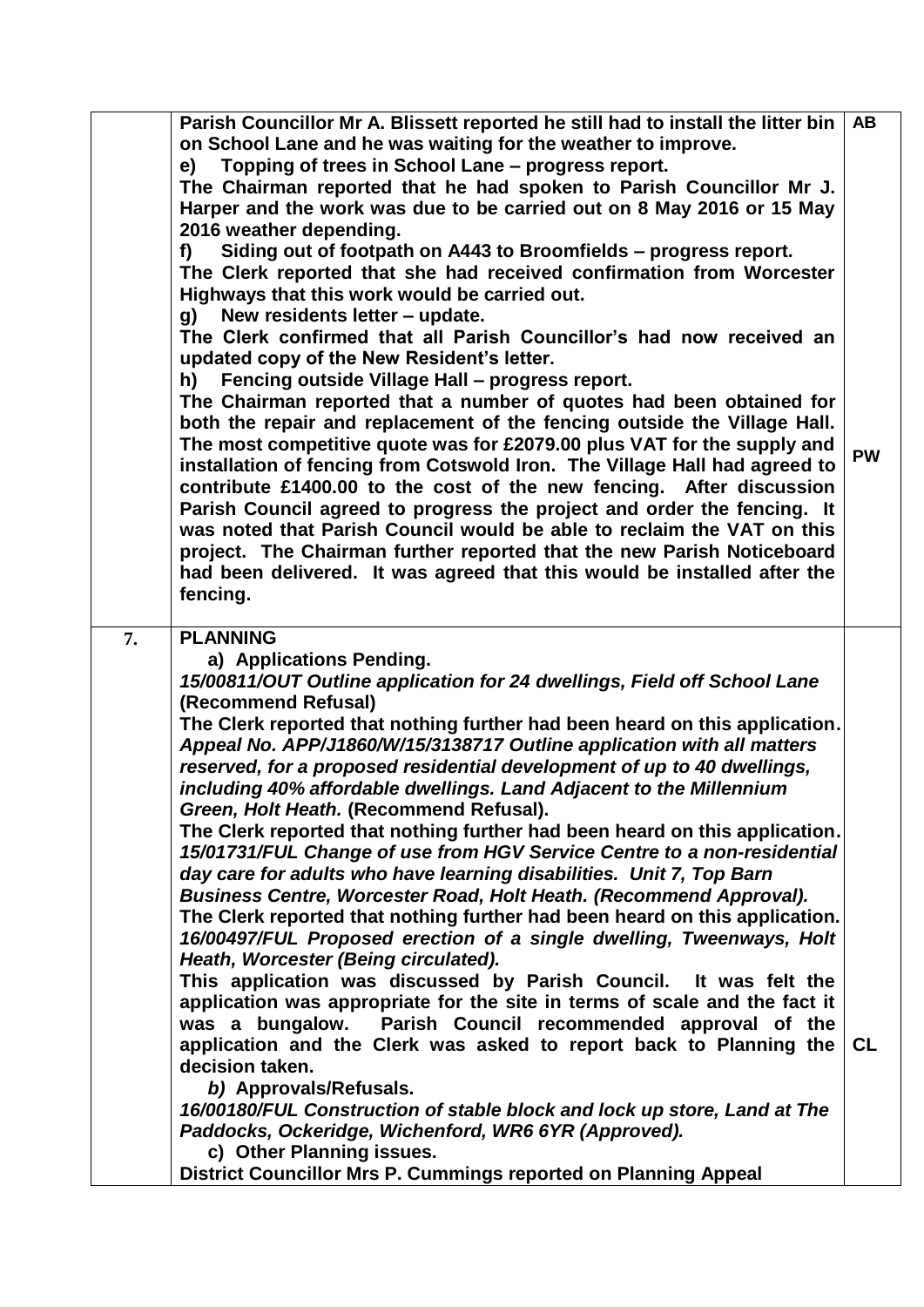|  |  |  |
|---|---|---|
|  | **Parish Councillor Mr A. Blissett reported he still had to install the litter bin on School Lane and he was waiting for the weather to improve.**<br>**e) Topping of trees in School Lane – progress report.**<br>**The Chairman reported that he had spoken to Parish Councillor Mr J. Harper and the work was due to be carried out on 8 May 2016 or 15 May 2016 weather depending.**<br>**f) Siding out of footpath on A443 to Broomfields – progress report.**<br>**The Clerk reported that she had received confirmation from Worcester Highways that this work would be carried out.**<br>**g) New residents letter – update.**<br>**The Clerk confirmed that all Parish Councillor's had now received an updated copy of the New Resident's letter.**<br>**h) Fencing outside Village Hall – progress report.**<br>**The Chairman reported that a number of quotes had been obtained for both the repair and replacement of the fencing outside the Village Hall. The most competitive quote was for £2079.00 plus VAT for the supply and installation of fencing from Cotswold Iron. The Village Hall had agreed to contribute £1400.00 to the cost of the new fencing. After discussion Parish Council agreed to progress the project and order the fencing. It was noted that Parish Council would be able to reclaim the VAT on this project. The Chairman further reported that the new Parish Noticeboard had been delivered. It was agreed that this would be installed after the fencing.** | **AB**<br><br><br><br><br><br><br><br><br><br><br><br><br><br>**PW** |
| 7. | **PLANNING**<br>**a) Applications Pending.**<br>***15/00811/OUT Outline application for 24 dwellings, Field off School Lane*** **(Recommend Refusal)**<br>**The Clerk reported that nothing further had been heard on this application.**<br>***Appeal No. APP/J1860/W/15/3138717 Outline application with all matters reserved, for a proposed residential development of up to 40 dwellings, including 40% affordable dwellings. Land Adjacent to the Millennium Green, Holt Heath.*** **(Recommend Refusal).**<br>**The Clerk reported that nothing further had been heard on this application.**<br>***15/01731/FUL Change of use from HGV Service Centre to a non-residential day care for adults who have learning disabilities. Unit 7, Top Barn Business Centre, Worcester Road, Holt Heath. (Recommend Approval).***<br>**The Clerk reported that nothing further had been heard on this application.**<br>***16/00497/FUL Proposed erection of a single dwelling, Tweenways, Holt Heath, Worcester (Being circulated).***<br>**This application was discussed by Parish Council. It was felt the application was appropriate for the site in terms of scale and the fact it was a bungalow. Parish Council recommended approval of the application and the Clerk was asked to report back to Planning the decision taken.**<br>***b)* Approvals/Refusals.**<br>***16/00180/FUL Construction of stable block and lock up store, Land at The Paddocks, Ockeridge, Wichenford, WR6 6YR (Approved).***<br>**c) Other Planning issues.**<br>**District Councillor Mrs P. Cummings reported on Planning Appeal** | <br><br><br><br><br><br><br><br><br><br><br><br><br><br><br><br><br>**CL** |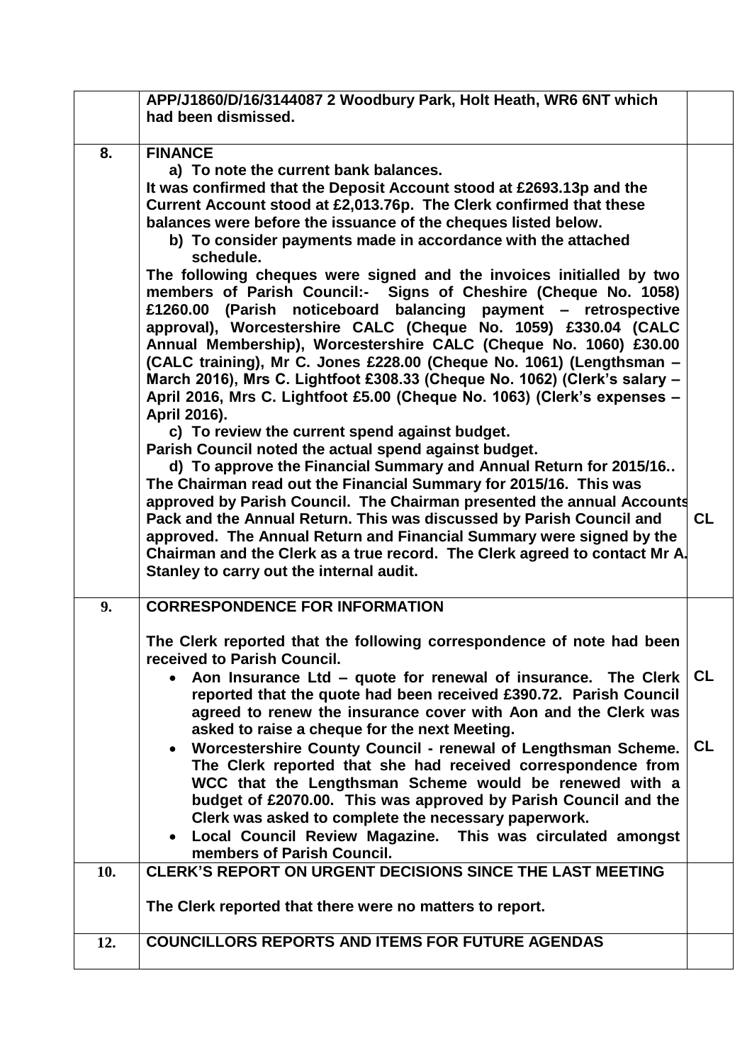| | | |
|---|---|---|
| | **APP/J1860/D/16/3144087 2 Woodbury Park, Holt Heath, WR6 6NT which had been dismissed.** | |
| **8.** | **FINANCE**<br>**a) To note the current bank balances.**<br>**It was confirmed that the Deposit Account stood at £2693.13p and the Current Account stood at £2,013.76p. The Clerk confirmed that these balances were before the issuance of the cheques listed below.**<br>**b) To consider payments made in accordance with the attached schedule.**<br>**The following cheques were signed and the invoices initialled by two members of Parish Council:- Signs of Cheshire (Cheque No. 1058) £1260.00 (Parish noticeboard balancing payment – retrospective approval), Worcestershire CALC (Cheque No. 1059) £330.04 (CALC Annual Membership), Worcestershire CALC (Cheque No. 1060) £30.00 (CALC training), Mr C. Jones £228.00 (Cheque No. 1061) (Lengthsman – March 2016), Mrs C. Lightfoot £308.33 (Cheque No. 1062) (Clerk's salary – April 2016, Mrs C. Lightfoot £5.00 (Cheque No. 1063) (Clerk's expenses – April 2016).**<br>**c) To review the current spend against budget.**<br>**Parish Council noted the actual spend against budget.**<br>**d) To approve the Financial Summary and Annual Return for 2015/16..**<br>**The Chairman read out the Financial Summary for 2015/16. This was approved by Parish Council. The Chairman presented the annual Accounts Pack and the Annual Return. This was discussed by Parish Council and approved. The Annual Return and Financial Summary were signed by the Chairman and the Clerk as a true record. The Clerk agreed to contact Mr A. Stanley to carry out the internal audit.** | **CL** |
| **9.** | **CORRESPONDENCE FOR INFORMATION**<br><br>**The Clerk reported that the following correspondence of note had been received to Parish Council.**<br>• **Aon Insurance Ltd – quote for renewal of insurance. The Clerk reported that the quote had been received £390.72. Parish Council agreed to renew the insurance cover with Aon and the Clerk was asked to raise a cheque for the next Meeting.**<br>• **Worcestershire County Council - renewal of Lengthsman Scheme. The Clerk reported that she had received correspondence from WCC that the Lengthsman Scheme would be renewed with a budget of £2070.00. This was approved by Parish Council and the Clerk was asked to complete the necessary paperwork.**<br>• **Local Council Review Magazine. This was circulated amongst members of Parish Council.** | **CL**<br><br>**CL** |
| **10.** | **CLERK'S REPORT ON URGENT DECISIONS SINCE THE LAST MEETING**<br><br>**The Clerk reported that there were no matters to report.** | |
| **12.** | **COUNCILLORS REPORTS AND ITEMS FOR FUTURE AGENDAS** | |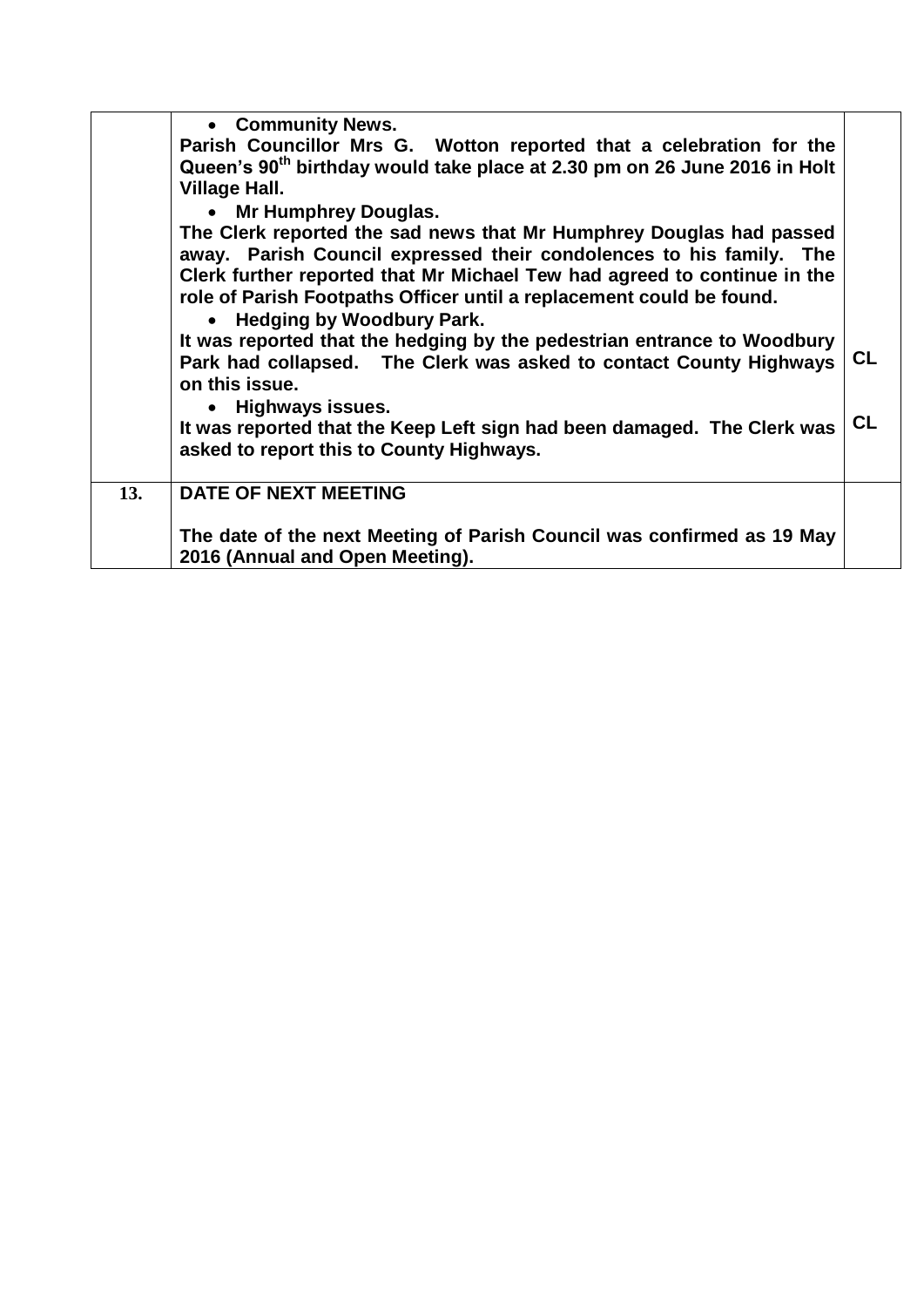| | | |
|---|---|---|
| | • **Community News.**<br>**Parish Councillor Mrs G. Wotton reported that a celebration for the Queen's 90th birthday would take place at 2.30 pm on 26 June 2016 in Holt Village Hall.**<br>• **Mr Humphrey Douglas.**<br>**The Clerk reported the sad news that Mr Humphrey Douglas had passed away. Parish Council expressed their condolences to his family. The Clerk further reported that Mr Michael Tew had agreed to continue in the role of Parish Footpaths Officer until a replacement could be found.**<br>• **Hedging by Woodbury Park.**<br>**It was reported that the hedging by the pedestrian entrance to Woodbury Park had collapsed. The Clerk was asked to contact County Highways on this issue.**<br>• **Highways issues.**<br>**It was reported that the Keep Left sign had been damaged. The Clerk was asked to report this to County Highways.** | **CL**<br><br>**CL** |
| **13.** | **DATE OF NEXT MEETING**<br><br>**The date of the next Meeting of Parish Council was confirmed as 19 May 2016 (Annual and Open Meeting).** | |